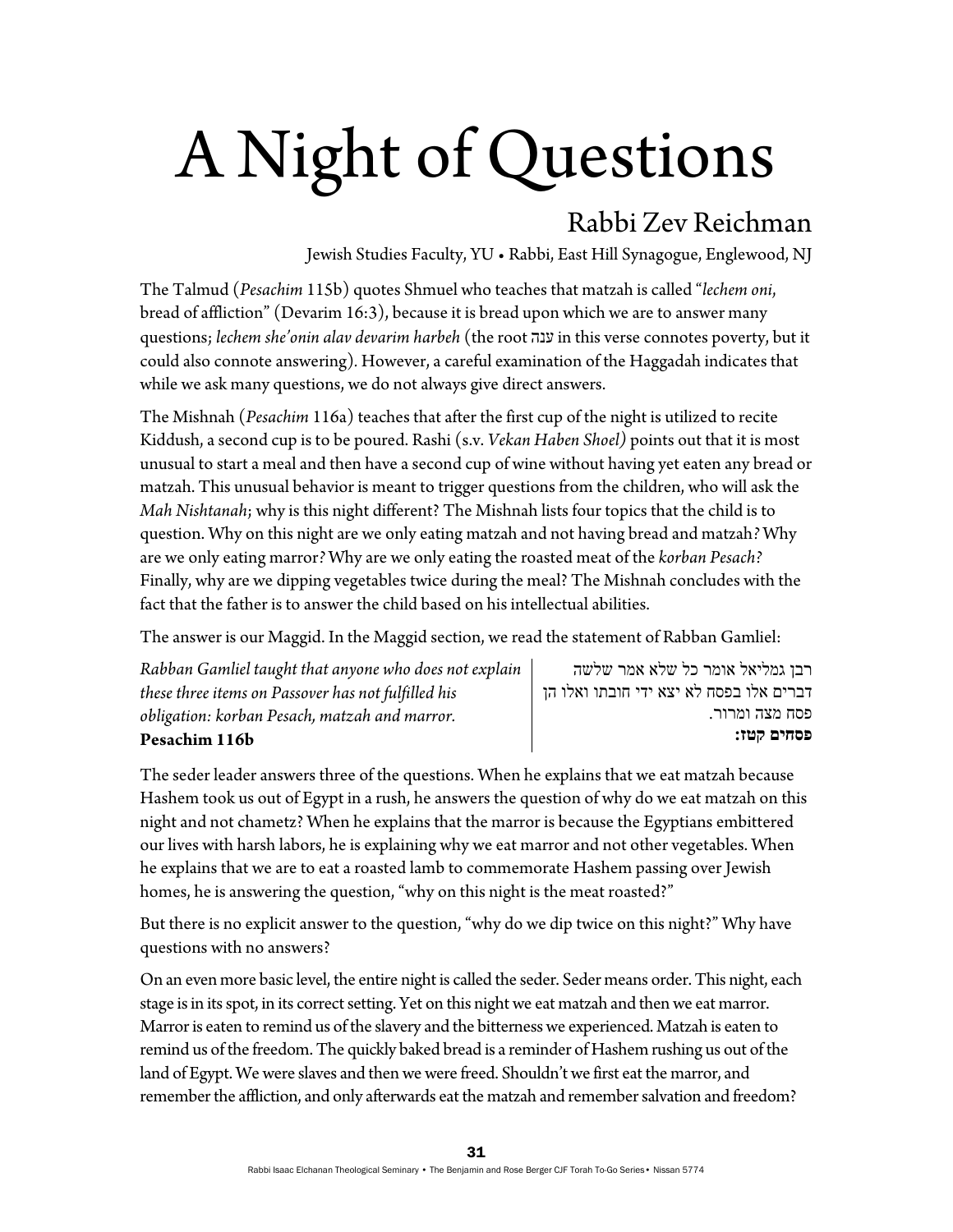# A Night of Questions

## Rabbi Zev Reichman

Jewish Studies Faculty, YU • Rabbi, East Hill Synagogue, Englewood, NJ

The Talmud (*Pesachim* 115b) quotes Shmuel who teaches that matzah is called "*lechem oni*, bread of affliction" (Devarim 16:3), because it is bread upon which we are to answer many questions; *lechem she'onin alav devarim harbeh* (the root ענה in this verse connotes poverty, but it could also connote answering). However, a careful examination of the Haggadah indicates that while we ask many questions, we do not always give direct answers.

The Mishnah (*Pesachim* 116a) teaches that after the first cup of the night is utilized to recite Kiddush, a second cup is to be poured. Rashi (s.v. *Vekan Haben Shoel)* points out that it is most unusual to start a meal and then have a second cup of wine without having yet eaten any bread or matzah. This unusual behavior is meant to trigger questions from the children, who will ask the *Mah Nishtanah*; why is this night different? The Mishnah lists four topics that the child is to question. Why on this night are we only eating matzah and not having bread and matzah? Why are we only eating marror? Why are we only eating the roasted meat of the *korban Pesach?* Finally, why are we dipping vegetables twice during the meal? The Mishnah concludes with the fact that the father is to answer the child based on his intellectual abilities.

The answer is our Maggid. In the Maggid section, we read the statement of Rabban Gamliel:

*Rabban Gamliel taught that anyone who does not explain these three items on Passover has not fulfilled his obligation: korban Pesach, matzah and marror.*
**Pesachim 116b**

רבן גמליאל אומר כל שלא אמר שלשה דברים אלו בפסח לא יצא ידי חובתו ואלו הן פסח מצה ומרור.
**פסחים קטז:**

The seder leader answers three of the questions. When he explains that we eat matzah because Hashem took us out of Egypt in a rush, he answers the question of why do we eat matzah on this night and not chametz? When he explains that the marror is because the Egyptians embittered our lives with harsh labors, he is explaining why we eat marror and not other vegetables. When he explains that we are to eat a roasted lamb to commemorate Hashem passing over Jewish homes, he is answering the question, "why on this night is the meat roasted?"

But there is no explicit answer to the question, "why do we dip twice on this night?" Why have questions with no answers?

On an even more basic level, the entire night is called the seder. Seder means order. This night, each stage is in its spot, in its correct setting. Yet on this night we eat matzah and then we eat marror. Marror is eaten to remind us of the slavery and the bitterness we experienced. Matzah is eaten to remind us of the freedom. The quickly baked bread is a reminder of Hashem rushing us out of the land of Egypt. We were slaves and then we were freed. Shouldn't we first eat the marror, and remember the affliction, and only afterwards eat the matzah and remember salvation and freedom?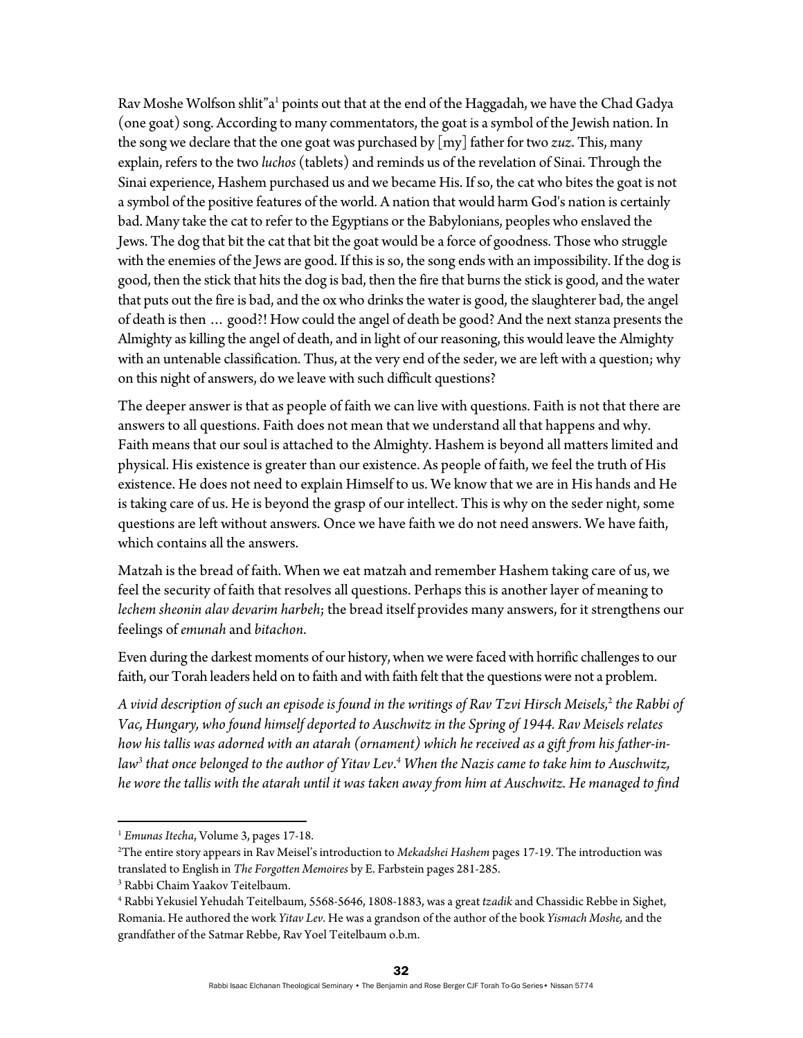Rav Moshe Wolfson shlit"a[1] points out that at the end of the Haggadah, we have the Chad Gadya (one goat) song. According to many commentators, the goat is a symbol of the Jewish nation. In the song we declare that the one goat was purchased by [my] father for two *zuz*. This, many explain, refers to the two *luchos* (tablets) and reminds us of the revelation of Sinai. Through the Sinai experience, Hashem purchased us and we became His. If so, the cat who bites the goat is not a symbol of the positive features of the world. A nation that would harm God's nation is certainly bad. Many take the cat to refer to the Egyptians or the Babylonians, peoples who enslaved the Jews. The dog that bit the cat that bit the goat would be a force of goodness. Those who struggle with the enemies of the Jews are good. If this is so, the song ends with an impossibility. If the dog is good, then the stick that hits the dog is bad, then the fire that burns the stick is good, and the water that puts out the fire is bad, and the ox who drinks the water is good, the slaughterer bad, the angel of death is then … good?! How could the angel of death be good? And the next stanza presents the Almighty as killing the angel of death, and in light of our reasoning, this would leave the Almighty with an untenable classification. Thus, at the very end of the seder, we are left with a question; why on this night of answers, do we leave with such difficult questions?

The deeper answer is that as people of faith we can live with questions. Faith is not that there are answers to all questions. Faith does not mean that we understand all that happens and why. Faith means that our soul is attached to the Almighty. Hashem is beyond all matters limited and physical. His existence is greater than our existence. As people of faith, we feel the truth of His existence. He does not need to explain Himself to us. We know that we are in His hands and He is taking care of us. He is beyond the grasp of our intellect. This is why on the seder night, some questions are left without answers. Once we have faith we do not need answers. We have faith, which contains all the answers.

Matzah is the bread of faith. When we eat matzah and remember Hashem taking care of us, we feel the security of faith that resolves all questions. Perhaps this is another layer of meaning to *lechem sheonin alav devarim harbeh*; the bread itself provides many answers, for it strengthens our feelings of *emunah* and *bitachon*.

Even during the darkest moments of our history, when we were faced with horrific challenges to our faith, our Torah leaders held on to faith and with faith felt that the questions were not a problem.

*A vivid description of such an episode is found in the writings of Rav Tzvi Hirsch Meisels,[2] the Rabbi of Vac, Hungary, who found himself deported to Auschwitz in the Spring of 1944. Rav Meisels relates how his tallis was adorned with an atarah (ornament) which he received as a gift from his father-in-law[3] that once belonged to the author of Yitav Lev.[4] When the Nazis came to take him to Auschwitz, he wore the tallis with the atarah until it was taken away from him at Auschwitz. He managed to find*

---

[1] *Emunas Itecha*, Volume 3, pages 17-18.

[2] The entire story appears in Rav Meisel's introduction to *Mekadshei Hashem* pages 17-19. The introduction was translated to English in *The Forgotten Memoires* by E. Farbstein pages 281-285.

[3] Rabbi Chaim Yaakov Teitelbaum.

[4] Rabbi Yekusiel Yehudah Teitelbaum, 5568-5646, 1808-1883, was a great *tzadik* and Chassidic Rebbe in Sighet, Romania. He authored the work *Yitav Lev*. He was a grandson of the author of the book *Yismach Moshe,* and the grandfather of the Satmar Rebbe, Rav Yoel Teitelbaum o.b.m.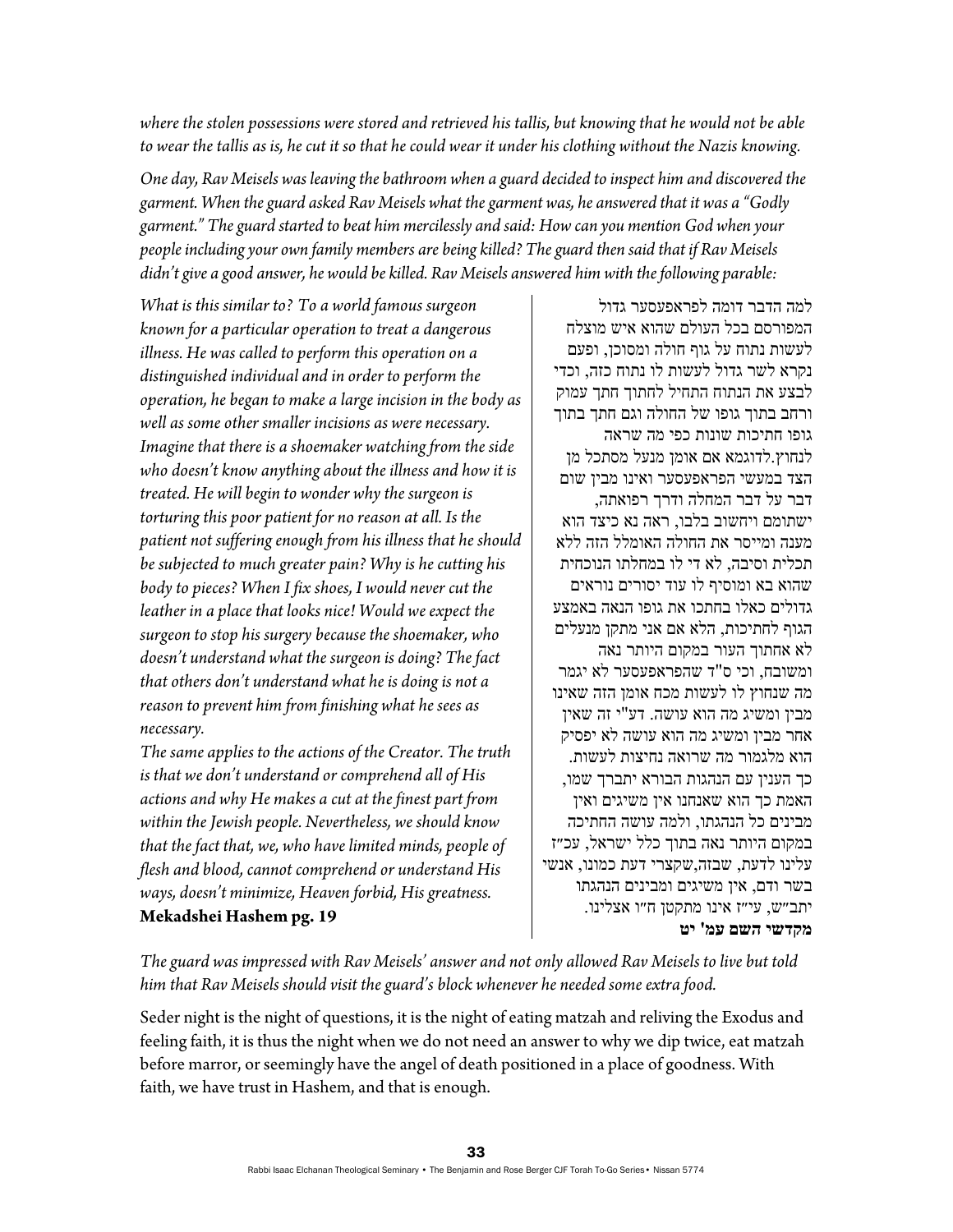*where the stolen possessions were stored and retrieved his tallis, but knowing that he would not be able to wear the tallis as is, he cut it so that he could wear it under his clothing without the Nazis knowing.*

*One day, Rav Meisels was leaving the bathroom when a guard decided to inspect him and discovered the garment. When the guard asked Rav Meisels what the garment was, he answered that it was a "Godly garment." The guard started to beat him mercilessly and said: How can you mention God when your people including your own family members are being killed? The guard then said that if Rav Meisels didn't give a good answer, he would be killed. Rav Meisels answered him with the following parable:*

*What is this similar to? To a world famous surgeon known for a particular operation to treat a dangerous illness. He was called to perform this operation on a distinguished individual and in order to perform the operation, he began to make a large incision in the body as well as some other smaller incisions as were necessary. Imagine that there is a shoemaker watching from the side who doesn't know anything about the illness and how it is treated. He will begin to wonder why the surgeon is torturing this poor patient for no reason at all. Is the patient not suffering enough from his illness that he should be subjected to much greater pain? Why is he cutting his body to pieces? When I fix shoes, I would never cut the leather in a place that looks nice! Would we expect the surgeon to stop his surgery because the shoemaker, who doesn't understand what the surgeon is doing? The fact that others don't understand what he is doing is not a reason to prevent him from finishing what he sees as necessary.*

*The same applies to the actions of the Creator. The truth is that we don't understand or comprehend all of His actions and why He makes a cut at the finest part from within the Jewish people. Nevertheless, we should know that the fact that, we, who have limited minds, people of flesh and blood, cannot comprehend or understand His ways, doesn't minimize, Heaven forbid, His greatness.*

**Mekadshei Hashem pg. 19**

למה הדבר דומה לפראפעסער גדול המפורסם בכל העולם שהוא איש מוצלח לעשות נתוח על גוף חולה ומסוכן, ופעם נקרא לשר גדול לעשות לו נתוח כזה, וכדי לבצע את הנתוח התחיל לחתוך חתך עמוק ורחב בתוך גופו של החולה וגם חתך בתוך גופו חתיכות שונות כפי מה שראה לנחוץ.לדוגמא אם אומן מנעל מסתכל מן הצד במעשי הפראפעסער ואינו מבין שום דבר על דבר המחלה ודרך רפואתה, ישתומם ויחשוב בלבו, ראה נא כיצד הוא מענה ומייסר את החולה האומלל הזה ללא תכלית וסיבה, לא די לו במחלתו הנוכחית שהוא בא ומוסיף לו עוד יסורים נוראים גדולים כאלו בחתכו את גופו הנאה באמצע הגוף לחתיכות, הלא אם אני מתקן מנעלים לא אחתוך העור במקום היותר נאה ומשובח, וכי ס"ד שהפראפעסער לא יגמר מה שנחוץ לו לעשות מכח אומן הזה שאינו מבין ומשיג מה הוא עושה. דע"י זה שאין אחר מבין ומשיג מה הוא עושה לא יפסיק הוא מלגמור מה שרואה נחיצות לעשות. כך הענין עם הנהגות הבורא יתברך שמו, האמת כך הוא שאנחנו אין משיגים ואין מבינים כל הנהגתו, ולמה עושה החתיכה במקום היותר נאה בתוך כלל ישראל, עכ"ז עלינו לדעת, שבזה,שקצרי דעת כמונו, אנשי בשר ודם, אין משיגים ומבינים הנהגתו יתב"ש, עי"ז אינו מתקטן ח"ו אצלינו.

**מקדשי השם עמ' יט**

*The guard was impressed with Rav Meisels' answer and not only allowed Rav Meisels to live but told him that Rav Meisels should visit the guard's block whenever he needed some extra food.*

Seder night is the night of questions, it is the night of eating matzah and reliving the Exodus and feeling faith, it is thus the night when we do not need an answer to why we dip twice, eat matzah before marror, or seemingly have the angel of death positioned in a place of goodness. With faith, we have trust in Hashem, and that is enough.